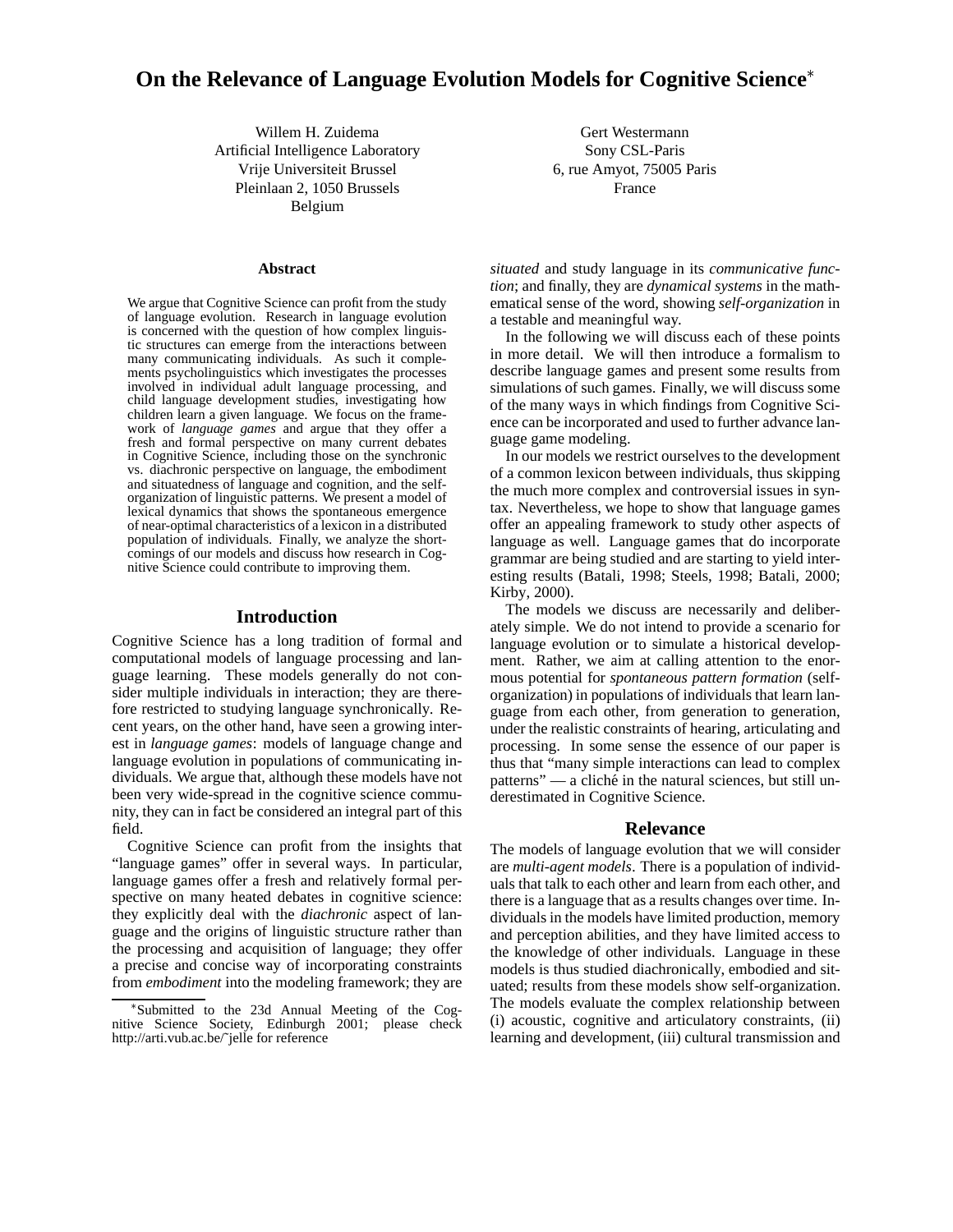# On the Relevance of Language Evolution Models for Cognitive Science*

Willem H. Zuidema
Artificial Intelligence Laboratory
Vrije Universiteit Brussel
Pleinlaan 2, 1050 Brussels
Belgium

Gert Westermann
Sony CSL-Paris
6, rue Amyot, 75005 Paris
France

### Abstract

We argue that Cognitive Science can profit from the study of language evolution. Research in language evolution is concerned with the question of how complex linguistic structures can emerge from the interactions between many communicating individuals. As such it complements psycholinguistics which investigates the processes involved in individual adult language processing, and child language development studies, investigating how children learn a given language. We focus on the framework of *language games* and argue that they offer a fresh and formal perspective on many current debates in Cognitive Science, including those on the synchronic vs. diachronic perspective on language, the embodiment and situatedness of language and cognition, and the self-organization of linguistic patterns. We present a model of lexical dynamics that shows the spontaneous emergence of near-optimal characteristics of a lexicon in a distributed population of individuals. Finally, we analyze the shortcomings of our models and discuss how research in Cognitive Science could contribute to improving them.

## Introduction

Cognitive Science has a long tradition of formal and computational models of language processing and language learning. These models generally do not consider multiple individuals in interaction; they are therefore restricted to studying language synchronically. Recent years, on the other hand, have seen a growing interest in *language games*: models of language change and language evolution in populations of communicating individuals. We argue that, although these models have not been very wide-spread in the cognitive science community, they can in fact be considered an integral part of this field.

Cognitive Science can profit from the insights that "language games" offer in several ways. In particular, language games offer a fresh and relatively formal perspective on many heated debates in cognitive science: they explicitly deal with the *diachronic* aspect of language and the origins of linguistic structure rather than the processing and acquisition of language; they offer a precise and concise way of incorporating constraints from *embodiment* into the modeling framework; they are *situated* and study language in its *communicative function*; and finally, they are *dynamical systems* in the mathematical sense of the word, showing *self-organization* in a testable and meaningful way.

In the following we will discuss each of these points in more detail. We will then introduce a formalism to describe language games and present some results from simulations of such games. Finally, we will discuss some of the many ways in which findings from Cognitive Science can be incorporated and used to further advance language game modeling.

In our models we restrict ourselves to the development of a common lexicon between individuals, thus skipping the much more complex and controversial issues in syntax. Nevertheless, we hope to show that language games offer an appealing framework to study other aspects of language as well. Language games that do incorporate grammar are being studied and are starting to yield interesting results (Batali, 1998; Steels, 1998; Batali, 2000; Kirby, 2000).

The models we discuss are necessarily and deliberately simple. We do not intend to provide a scenario for language evolution or to simulate a historical development. Rather, we aim at calling attention to the enormous potential for *spontaneous pattern formation* (self-organization) in populations of individuals that learn language from each other, from generation to generation, under the realistic constraints of hearing, articulating and processing. In some sense the essence of our paper is thus that "many simple interactions can lead to complex patterns" — a cliché in the natural sciences, but still underestimated in Cognitive Science.

## Relevance

The models of language evolution that we will consider are *multi-agent models*. There is a population of individuals that talk to each other and learn from each other, and there is a language that as a results changes over time. Individuals in the models have limited production, memory and perception abilities, and they have limited access to the knowledge of other individuals. Language in these models is thus studied diachronically, embodied and situated; results from these models show self-organization. The models evaluate the complex relationship between (i) acoustic, cognitive and articulatory constraints, (ii) learning and development, (iii) cultural transmission and

*Submitted to the 23d Annual Meeting of the Cognitive Science Society, Edinburgh 2001; please check http://arti.vub.ac.be/˜jelle for reference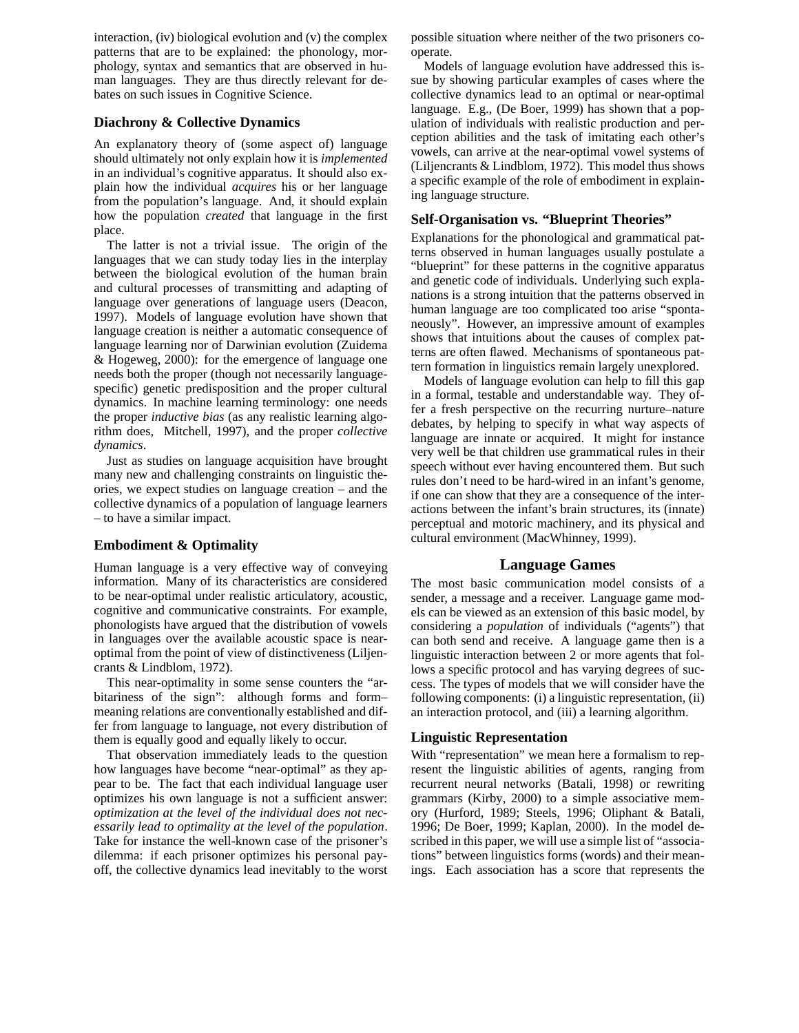interaction, (iv) biological evolution and (v) the complex patterns that are to be explained: the phonology, morphology, syntax and semantics that are observed in human languages. They are thus directly relevant for debates on such issues in Cognitive Science.

### Diachrony & Collective Dynamics

An explanatory theory of (some aspect of) language should ultimately not only explain how it is *implemented* in an individual's cognitive apparatus. It should also explain how the individual *acquires* his or her language from the population's language. And, it should explain how the population *created* that language in the first place.

The latter is not a trivial issue. The origin of the languages that we can study today lies in the interplay between the biological evolution of the human brain and cultural processes of transmitting and adapting of language over generations of language users (Deacon, 1997). Models of language evolution have shown that language creation is neither a automatic consequence of language learning nor of Darwinian evolution (Zuidema & Hogeweg, 2000): for the emergence of language one needs both the proper (though not necessarily language-specific) genetic predisposition and the proper cultural dynamics. In machine learning terminology: one needs the proper *inductive bias* (as any realistic learning algorithm does, Mitchell, 1997), and the proper *collective dynamics*.

Just as studies on language acquisition have brought many new and challenging constraints on linguistic theories, we expect studies on language creation – and the collective dynamics of a population of language learners – to have a similar impact.

### Embodiment & Optimality

Human language is a very effective way of conveying information. Many of its characteristics are considered to be near-optimal under realistic articulatory, acoustic, cognitive and communicative constraints. For example, phonologists have argued that the distribution of vowels in languages over the available acoustic space is near-optimal from the point of view of distinctiveness (Liljencrants & Lindblom, 1972).

This near-optimality in some sense counters the "arbitariness of the sign": although forms and form–meaning relations are conventionally established and differ from language to language, not every distribution of them is equally good and equally likely to occur.

That observation immediately leads to the question how languages have become "near-optimal" as they appear to be. The fact that each individual language user optimizes his own language is not a sufficient answer: *optimization at the level of the individual does not necessarily lead to optimality at the level of the population*. Take for instance the well-known case of the prisoner's dilemma: if each prisoner optimizes his personal payoff, the collective dynamics lead inevitably to the worst possible situation where neither of the two prisoners cooperate.

Models of language evolution have addressed this issue by showing particular examples of cases where the collective dynamics lead to an optimal or near-optimal language. E.g., (De Boer, 1999) has shown that a population of individuals with realistic production and perception abilities and the task of imitating each other's vowels, can arrive at the near-optimal vowel systems of (Liljencrants & Lindblom, 1972). This model thus shows a specific example of the role of embodiment in explaining language structure.

### Self-Organisation vs. "Blueprint Theories"

Explanations for the phonological and grammatical patterns observed in human languages usually postulate a "blueprint" for these patterns in the cognitive apparatus and genetic code of individuals. Underlying such explanations is a strong intuition that the patterns observed in human language are too complicated too arise "spontaneously". However, an impressive amount of examples shows that intuitions about the causes of complex patterns are often flawed. Mechanisms of spontaneous pattern formation in linguistics remain largely unexplored.

Models of language evolution can help to fill this gap in a formal, testable and understandable way. They offer a fresh perspective on the recurring nurture–nature debates, by helping to specify in what way aspects of language are innate or acquired. It might for instance very well be that children use grammatical rules in their speech without ever having encountered them. But such rules don't need to be hard-wired in an infant's genome, if one can show that they are a consequence of the interactions between the infant's brain structures, its (innate) perceptual and motoric machinery, and its physical and cultural environment (MacWhinney, 1999).

## Language Games

The most basic communication model consists of a sender, a message and a receiver. Language game models can be viewed as an extension of this basic model, by considering a *population* of individuals ("agents") that can both send and receive. A language game then is a linguistic interaction between 2 or more agents that follows a specific protocol and has varying degrees of success. The types of models that we will consider have the following components: (i) a linguistic representation, (ii) an interaction protocol, and (iii) a learning algorithm.

### Linguistic Representation

With "representation" we mean here a formalism to represent the linguistic abilities of agents, ranging from recurrent neural networks (Batali, 1998) or rewriting grammars (Kirby, 2000) to a simple associative memory (Hurford, 1989; Steels, 1996; Oliphant & Batali, 1996; De Boer, 1999; Kaplan, 2000). In the model described in this paper, we will use a simple list of "associations" between linguistics forms (words) and their meanings. Each association has a score that represents the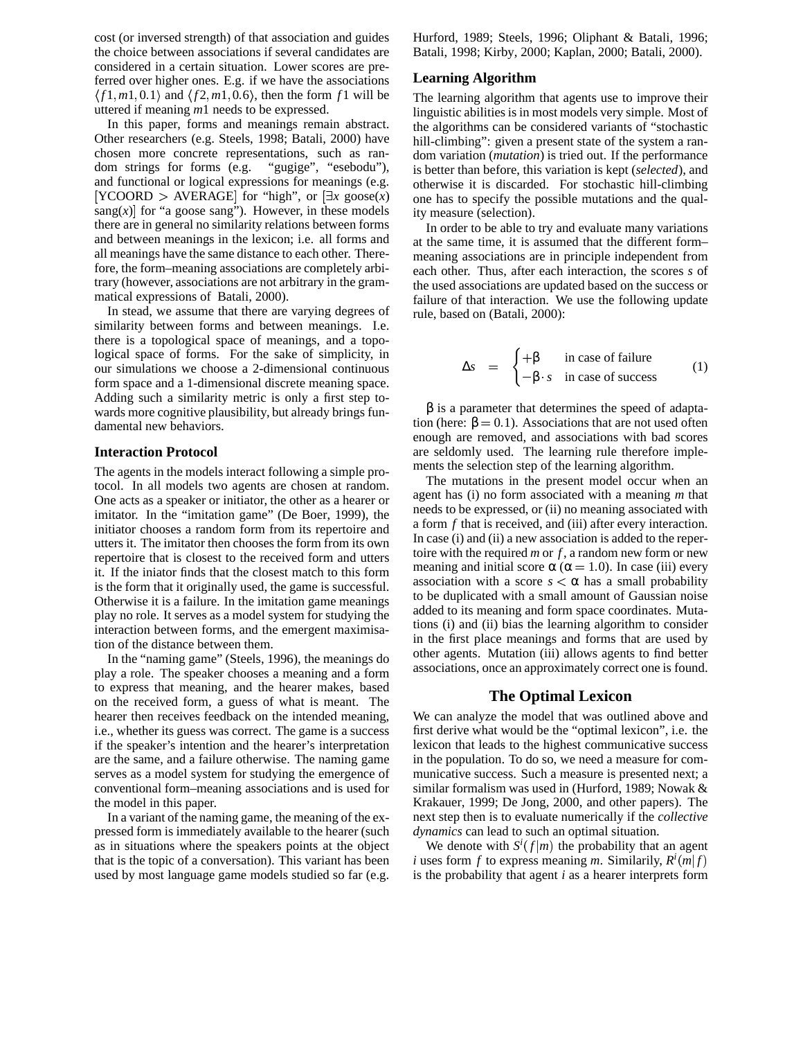cost (or inversed strength) of that association and guides the choice between associations if several candidates are considered in a certain situation. Lower scores are preferred over higher ones. E.g. if we have the associations $\langle f1, m1, 0.1\rangle$ and $\langle f2, m1, 0.6\rangle$, then the form $f1$ will be uttered if meaning $m1$ needs to be expressed.

In this paper, forms and meanings remain abstract. Other researchers (e.g. Steels, 1998; Batali, 2000) have chosen more concrete representations, such as random strings for forms (e.g. "gugige", "esebodu"), and functional or logical expressions for meanings (e.g. [YCOORD > AVERAGE] for "high", or [$\exists x$ goose($x$) sang($x$)] for "a goose sang"). However, in these models there are in general no similarity relations between forms and between meanings in the lexicon; i.e. all forms and all meanings have the same distance to each other. Therefore, the form–meaning associations are completely arbitrary (however, associations are not arbitrary in the grammatical expressions of Batali, 2000).

In stead, we assume that there are varying degrees of similarity between forms and between meanings. I.e. there is a topological space of meanings, and a topological space of forms. For the sake of simplicity, in our simulations we choose a 2-dimensional continuous form space and a 1-dimensional discrete meaning space. Adding such a similarity metric is only a first step towards more cognitive plausibility, but already brings fundamental new behaviors.

### Interaction Protocol

The agents in the models interact following a simple protocol. In all models two agents are chosen at random. One acts as a speaker or initiator, the other as a hearer or imitator. In the "imitation game" (De Boer, 1999), the initiator chooses a random form from its repertoire and utters it. The imitator then chooses the form from its own repertoire that is closest to the received form and utters it. If the iniator finds that the closest match to this form is the form that it originally used, the game is successful. Otherwise it is a failure. In the imitation game meanings play no role. It serves as a model system for studying the interaction between forms, and the emergent maximisation of the distance between them.

In the "naming game" (Steels, 1996), the meanings do play a role. The speaker chooses a meaning and a form to express that meaning, and the hearer makes, based on the received form, a guess of what is meant. The hearer then receives feedback on the intended meaning, i.e., whether its guess was correct. The game is a success if the speaker's intention and the hearer's interpretation are the same, and a failure otherwise. The naming game serves as a model system for studying the emergence of conventional form–meaning associations and is used for the model in this paper.

In a variant of the naming game, the meaning of the expressed form is immediately available to the hearer (such as in situations where the speakers points at the object that is the topic of a conversation). This variant has been used by most language game models studied so far (e.g. Hurford, 1989; Steels, 1996; Oliphant & Batali, 1996; Batali, 1998; Kirby, 2000; Kaplan, 2000; Batali, 2000).

### Learning Algorithm

The learning algorithm that agents use to improve their linguistic abilities is in most models very simple. Most of the algorithms can be considered variants of "stochastic hill-climbing": given a present state of the system a random variation (*mutation*) is tried out. If the performance is better than before, this variation is kept (*selected*), and otherwise it is discarded. For stochastic hill-climbing one has to specify the possible mutations and the quality measure (selection).

In order to be able to try and evaluate many variations at the same time, it is assumed that the different form–meaning associations are in principle independent from each other. Thus, after each interaction, the scores $s$ of the used associations are updated based on the success or failure of that interaction. We use the following update rule, based on (Batali, 2000):

$$\Delta s = \begin{cases} +\beta & \text{in case of failure} \\ -\beta \cdot s & \text{in case of success} \end{cases} \tag{1}$$

$\beta$ is a parameter that determines the speed of adaptation (here: $\beta = 0.1$). Associations that are not used often enough are removed, and associations with bad scores are seldomly used. The learning rule therefore implements the selection step of the learning algorithm.

The mutations in the present model occur when an agent has (i) no form associated with a meaning $m$ that needs to be expressed, or (ii) no meaning associated with a form $f$ that is received, and (iii) after every interaction. In case (i) and (ii) a new association is added to the repertoire with the required $m$ or $f$, a random new form or new meaning and initial score $\alpha$ ($\alpha = 1.0$). In case (iii) every association with a score $s < \alpha$ has a small probability to be duplicated with a small amount of Gaussian noise added to its meaning and form space coordinates. Mutations (i) and (ii) bias the learning algorithm to consider in the first place meanings and forms that are used by other agents. Mutation (iii) allows agents to find better associations, once an approximately correct one is found.

## The Optimal Lexicon

We can analyze the model that was outlined above and first derive what would be the "optimal lexicon", i.e. the lexicon that leads to the highest communicative success in the population. To do so, we need a measure for communicative success. Such a measure is presented next; a similar formalism was used in (Hurford, 1989; Nowak & Krakauer, 1999; De Jong, 2000, and other papers). The next step then is to evaluate numerically if the *collective dynamics* can lead to such an optimal situation.

We denote with $S^i(f|m)$ the probability that an agent $i$ uses form $f$ to express meaning $m$. Similarly, $R^i(m|f)$ is the probability that agent $i$ as a hearer interprets form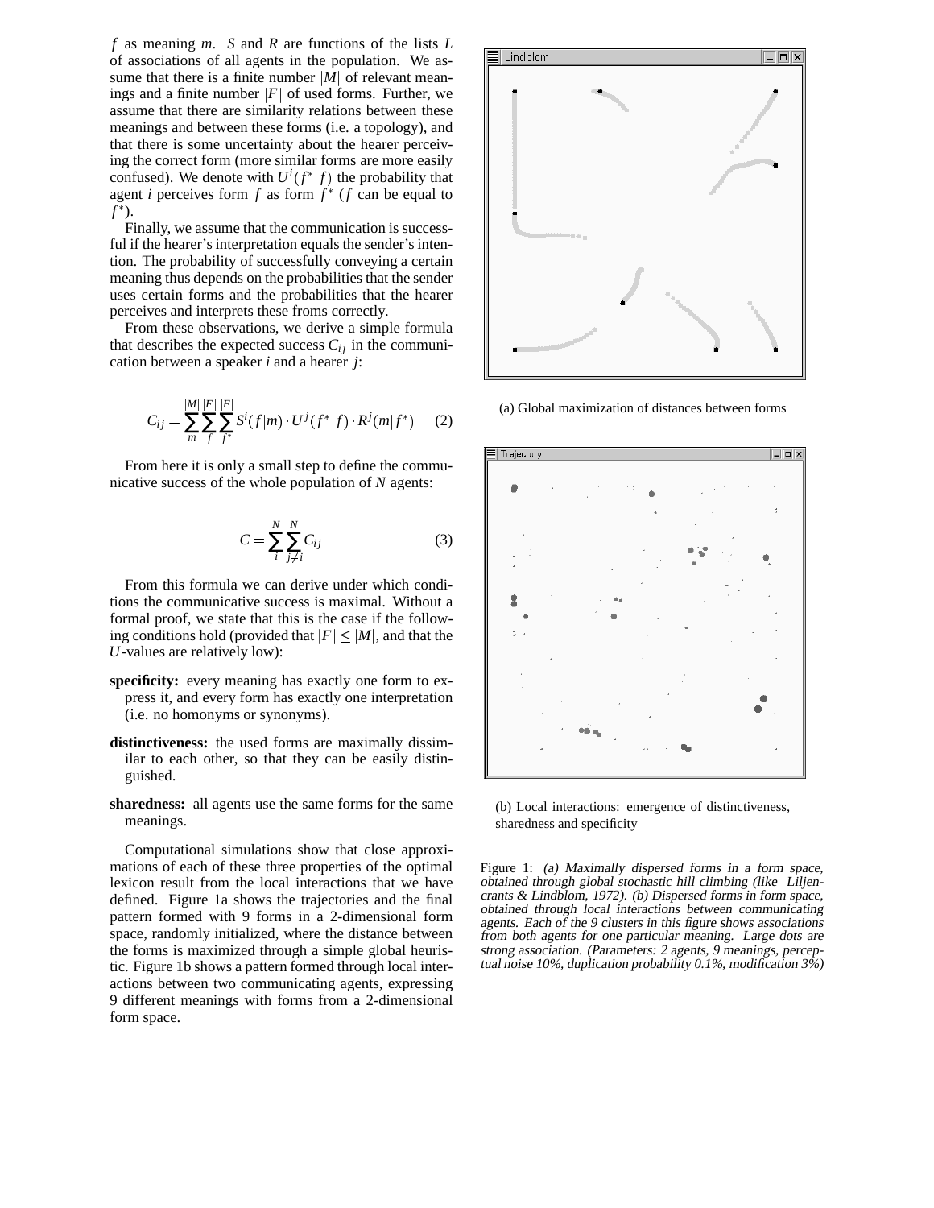$f$ as meaning $m$. $S$ and $R$ are functions of the lists $L$ of associations of all agents in the population. We assume that there is a finite number $|M|$ of relevant meanings and a finite number $|F|$ of used forms. Further, we assume that there are similarity relations between these meanings and between these forms (i.e. a topology), and that there is some uncertainty about the hearer perceiving the correct form (more similar forms are more easily confused). We denote with $U^i(f^*|f)$ the probability that agent $i$ perceives form $f$ as form $f^*$ ($f$ can be equal to $f^*$).

Finally, we assume that the communication is successful if the hearer's interpretation equals the sender's intention. The probability of successfully conveying a certain meaning thus depends on the probabilities that the sender uses certain forms and the probabilities that the hearer perceives and interprets these froms correctly.

From these observations, we derive a simple formula that describes the expected success $C_{ij}$ in the communication between a speaker $i$ and a hearer $j$:

$$C_{ij} = \sum_{m}^{|M|} \sum_{f}^{|F|} \sum_{f^*}^{|F|} S^i(f|m) \cdot U^j(f^*|f) \cdot R^j(m|f^*) \quad (2)$$

From here it is only a small step to define the communicative success of the whole population of $N$ agents:

$$C = \sum_{i}^{N} \sum_{j \neq i}^{N} C_{ij} \quad (3)$$

From this formula we can derive under which conditions the communicative success is maximal. Without a formal proof, we state that this is the case if the following conditions hold (provided that $|F| \leq |M|$, and that the $U$-values are relatively low):

**specificity:** every meaning has exactly one form to express it, and every form has exactly one interpretation (i.e. no homonyms or synonyms).

**distinctiveness:** the used forms are maximally dissimilar to each other, so that they can be easily distinguished.

**sharedness:** all agents use the same forms for the same meanings.

Computational simulations show that close approximations of each of these three properties of the optimal lexicon result from the local interactions that we have defined. Figure 1a shows the trajectories and the final pattern formed with 9 forms in a 2-dimensional form space, randomly initialized, where the distance between the forms is maximized through a simple global heuristic. Figure 1b shows a pattern formed through local interactions between two communicating agents, expressing 9 different meanings with forms from a 2-dimensional form space.

(a) Global maximization of distances between forms

(b) Local interactions: emergence of distinctiveness, sharedness and specificity

Figure 1: *(a) Maximally dispersed forms in a form space, obtained through global stochastic hill climbing (like Liljencrants & Lindblom, 1972). (b) Dispersed forms in form space, obtained through local interactions between communicating agents. Each of the 9 clusters in this figure shows associations from both agents for one particular meaning. Large dots are strong association. (Parameters: 2 agents, 9 meanings, perceptual noise 10%, duplication probability 0.1%, modification 3%)*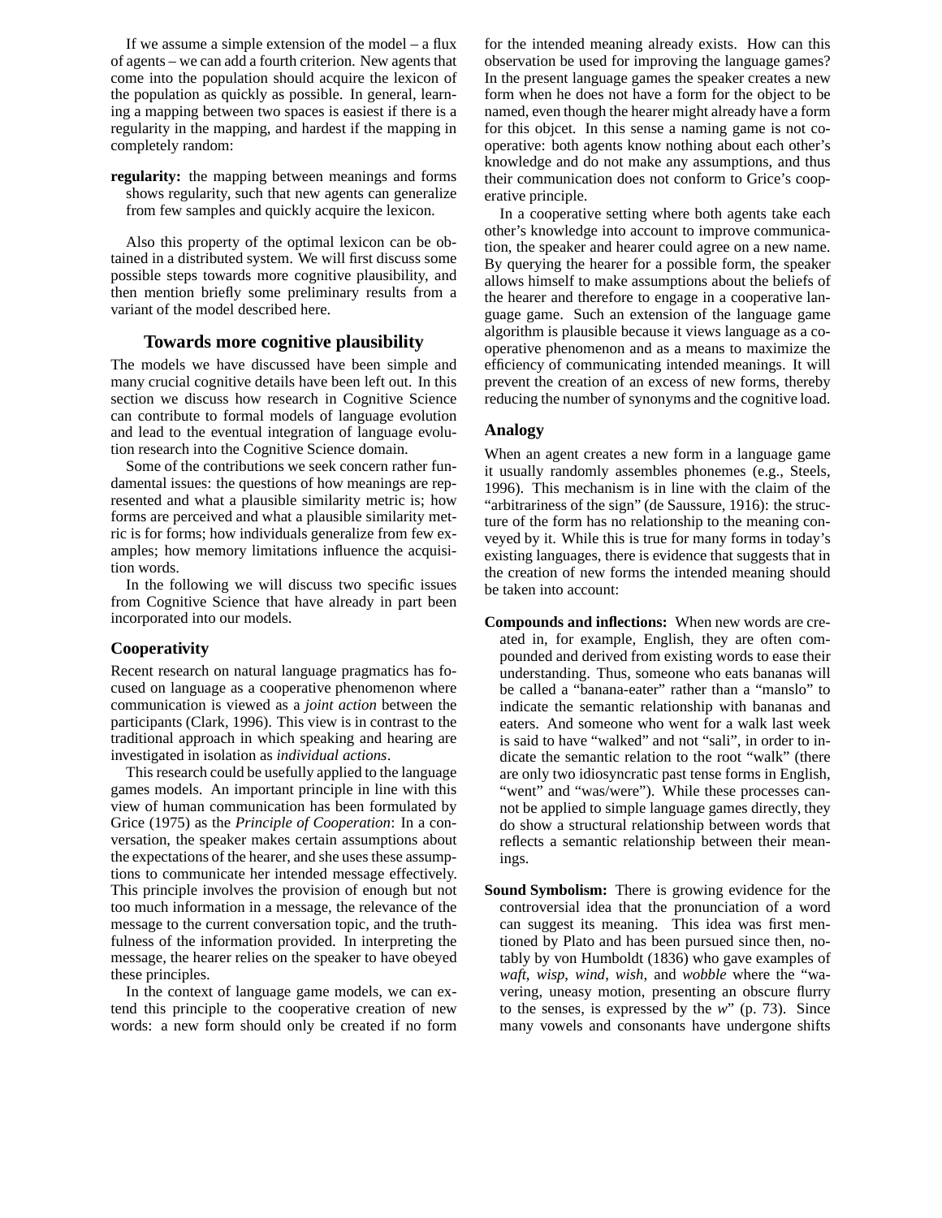If we assume a simple extension of the model – a flux of agents – we can add a fourth criterion. New agents that come into the population should acquire the lexicon of the population as quickly as possible. In general, learning a mapping between two spaces is easiest if there is a regularity in the mapping, and hardest if the mapping in completely random:

**regularity:** the mapping between meanings and forms shows regularity, such that new agents can generalize from few samples and quickly acquire the lexicon.

Also this property of the optimal lexicon can be obtained in a distributed system. We will first discuss some possible steps towards more cognitive plausibility, and then mention briefly some preliminary results from a variant of the model described here.

## Towards more cognitive plausibility

The models we have discussed have been simple and many crucial cognitive details have been left out. In this section we discuss how research in Cognitive Science can contribute to formal models of language evolution and lead to the eventual integration of language evolution research into the Cognitive Science domain.

Some of the contributions we seek concern rather fundamental issues: the questions of how meanings are represented and what a plausible similarity metric is; how forms are perceived and what a plausible similarity metric is for forms; how individuals generalize from few examples; how memory limitations influence the acquisition words.

In the following we will discuss two specific issues from Cognitive Science that have already in part been incorporated into our models.

### Cooperativity

Recent research on natural language pragmatics has focused on language as a cooperative phenomenon where communication is viewed as a *joint action* between the participants (Clark, 1996). This view is in contrast to the traditional approach in which speaking and hearing are investigated in isolation as *individual actions*.

This research could be usefully applied to the language games models. An important principle in line with this view of human communication has been formulated by Grice (1975) as the *Principle of Cooperation*: In a conversation, the speaker makes certain assumptions about the expectations of the hearer, and she uses these assumptions to communicate her intended message effectively. This principle involves the provision of enough but not too much information in a message, the relevance of the message to the current conversation topic, and the truthfulness of the information provided. In interpreting the message, the hearer relies on the speaker to have obeyed these principles.

In the context of language game models, we can extend this principle to the cooperative creation of new words: a new form should only be created if no form for the intended meaning already exists. How can this observation be used for improving the language games? In the present language games the speaker creates a new form when he does not have a form for the object to be named, even though the hearer might already have a form for this objcet. In this sense a naming game is not cooperative: both agents know nothing about each other's knowledge and do not make any assumptions, and thus their communication does not conform to Grice's cooperative principle.

In a cooperative setting where both agents take each other's knowledge into account to improve communication, the speaker and hearer could agree on a new name. By querying the hearer for a possible form, the speaker allows himself to make assumptions about the beliefs of the hearer and therefore to engage in a cooperative language game. Such an extension of the language game algorithm is plausible because it views language as a cooperative phenomenon and as a means to maximize the efficiency of communicating intended meanings. It will prevent the creation of an excess of new forms, thereby reducing the number of synonyms and the cognitive load.

### Analogy

When an agent creates a new form in a language game it usually randomly assembles phonemes (e.g., Steels, 1996). This mechanism is in line with the claim of the "arbitrariness of the sign" (de Saussure, 1916): the structure of the form has no relationship to the meaning conveyed by it. While this is true for many forms in today's existing languages, there is evidence that suggests that in the creation of new forms the intended meaning should be taken into account:

**Compounds and inflections:** When new words are created in, for example, English, they are often compounded and derived from existing words to ease their understanding. Thus, someone who eats bananas will be called a "banana-eater" rather than a "manslo" to indicate the semantic relationship with bananas and eaters. And someone who went for a walk last week is said to have "walked" and not "sali", in order to indicate the semantic relation to the root "walk" (there are only two idiosyncratic past tense forms in English, "went" and "was/were"). While these processes cannot be applied to simple language games directly, they do show a structural relationship between words that reflects a semantic relationship between their meanings.

**Sound Symbolism:** There is growing evidence for the controversial idea that the pronunciation of a word can suggest its meaning. This idea was first mentioned by Plato and has been pursued since then, notably by von Humboldt (1836) who gave examples of *waft*, *wisp*, *wind*, *wish*, and *wobble* where the "wavering, uneasy motion, presenting an obscure flurry to the senses, is expressed by the *w*" (p. 73). Since many vowels and consonants have undergone shifts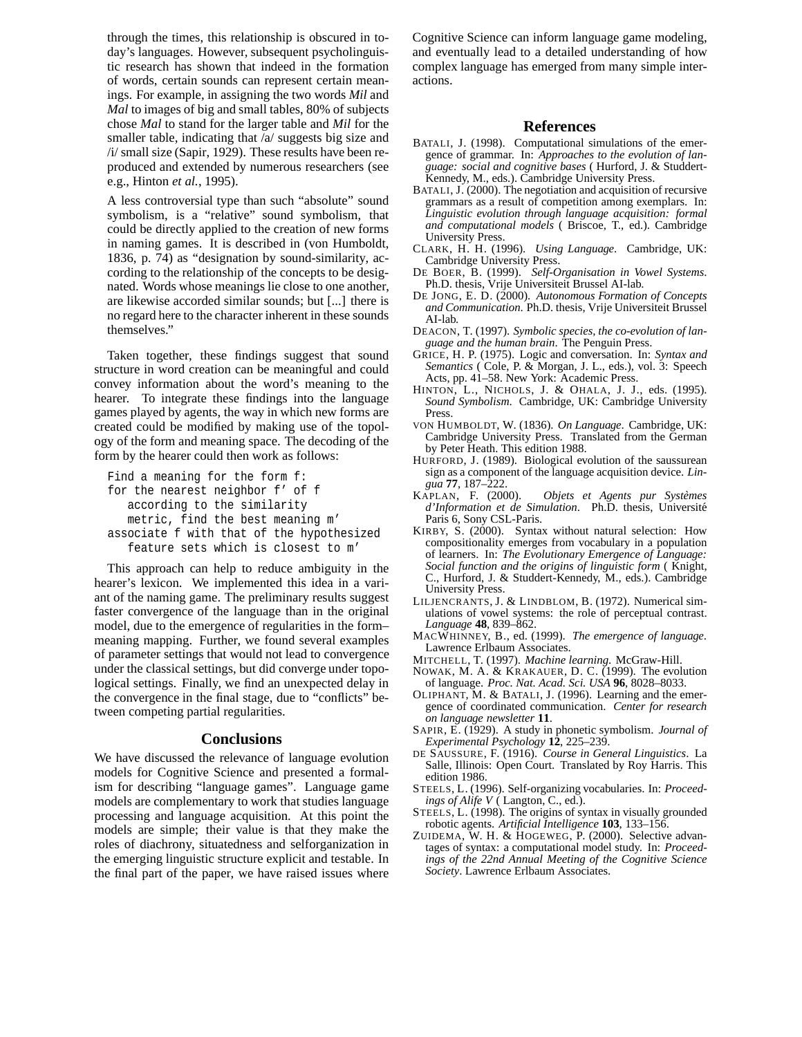through the times, this relationship is obscured in today's languages. However, subsequent psycholinguistic research has shown that indeed in the formation of words, certain sounds can represent certain meanings. For example, in assigning the two words *Mil* and *Mal* to images of big and small tables, 80% of subjects chose *Mal* to stand for the larger table and *Mil* for the smaller table, indicating that /a/ suggests big size and /i/ small size (Sapir, 1929). These results have been reproduced and extended by numerous researchers (see e.g., Hinton *et al.*, 1995).

A less controversial type than such "absolute" sound symbolism, is a "relative" sound symbolism, that could be directly applied to the creation of new forms in naming games. It is described in (von Humboldt, 1836, p. 74) as "designation by sound-similarity, according to the relationship of the concepts to be designated. Words whose meanings lie close to one another, are likewise accorded similar sounds; but [...] there is no regard here to the character inherent in these sounds themselves."

Taken together, these findings suggest that sound structure in word creation can be meaningful and could convey information about the word's meaning to the hearer. To integrate these findings into the language games played by agents, the way in which new forms are created could be modified by making use of the topology of the form and meaning space. The decoding of the form by the hearer could then work as follows:

```
Find a meaning for the form f:
for the nearest neighbor f' of f
   according to the similarity
   metric, find the best meaning m'
associate f with that of the hypothesized
   feature sets which is closest to m'
```

This approach can help to reduce ambiguity in the hearer's lexicon. We implemented this idea in a variant of the naming game. The preliminary results suggest faster convergence of the language than in the original model, due to the emergence of regularities in the form–meaning mapping. Further, we found several examples of parameter settings that would not lead to convergence under the classical settings, but did converge under topological settings. Finally, we find an unexpected delay in the convergence in the final stage, due to "conflicts" between competing partial regularities.

## Conclusions

We have discussed the relevance of language evolution models for Cognitive Science and presented a formalism for describing "language games". Language game models are complementary to work that studies language processing and language acquisition. At this point the models are simple; their value is that they make the roles of diachrony, situatedness and selforganization in the emerging linguistic structure explicit and testable. In the final part of the paper, we have raised issues where Cognitive Science can inform language game modeling, and eventually lead to a detailed understanding of how complex language has emerged from many simple interactions.

## References

BATALI, J. (1998). Computational simulations of the emergence of grammar. In: *Approaches to the evolution of language: social and cognitive bases* ( Hurford, J. & Studdert-Kennedy, M., eds.). Cambridge University Press.

BATALI, J. (2000). The negotiation and acquisition of recursive grammars as a result of competition among exemplars. In: *Linguistic evolution through language acquisition: formal and computational models* ( Briscoe, T., ed.). Cambridge University Press.

CLARK, H. H. (1996). *Using Language*. Cambridge, UK: Cambridge University Press.

DE BOER, B. (1999). *Self-Organisation in Vowel Systems*. Ph.D. thesis, Vrije Universiteit Brussel AI-lab.

DE JONG, E. D. (2000). *Autonomous Formation of Concepts and Communication*. Ph.D. thesis, Vrije Universiteit Brussel AI-lab.

DEACON, T. (1997). *Symbolic species, the co-evolution of language and the human brain*. The Penguin Press.

GRICE, H. P. (1975). Logic and conversation. In: *Syntax and Semantics* ( Cole, P. & Morgan, J. L., eds.), vol. 3: Speech Acts, pp. 41–58. New York: Academic Press.

HINTON, L., NICHOLS, J. & OHALA, J. J., eds. (1995). *Sound Symbolism*. Cambridge, UK: Cambridge University Press.

VON HUMBOLDT, W. (1836). *On Language*. Cambridge, UK: Cambridge University Press. Translated from the German by Peter Heath. This edition 1988.

HURFORD, J. (1989). Biological evolution of the saussurean sign as a component of the language acquisition device. *Lingua* **77**, 187–222.

KAPLAN, F. (2000). *Objets et Agents pur Systèmes d'Information et de Simulation*. Ph.D. thesis, Université Paris 6, Sony CSL-Paris.

KIRBY, S. (2000). Syntax without natural selection: How compositionality emerges from vocabulary in a population of learners. In: *The Evolutionary Emergence of Language: Social function and the origins of linguistic form* ( Knight, C., Hurford, J. & Studdert-Kennedy, M., eds.). Cambridge University Press.

LILJENCRANTS, J. & LINDBLOM, B. (1972). Numerical simulations of vowel systems: the role of perceptual contrast. *Language* **48**, 839–862.

MACWHINNEY, B., ed. (1999). *The emergence of language*. Lawrence Erlbaum Associates.

MITCHELL, T. (1997). *Machine learning*. McGraw-Hill.

NOWAK, M. A. & KRAKAUER, D. C. (1999). The evolution of language. *Proc. Nat. Acad. Sci. USA* **96**, 8028–8033.

OLIPHANT, M. & BATALI, J. (1996). Learning and the emergence of coordinated communication. *Center for research on language newsletter* **11**.

SAPIR, E. (1929). A study in phonetic symbolism. *Journal of Experimental Psychology* **12**, 225–239.

DE SAUSSURE, F. (1916). *Course in General Linguistics*. La Salle, Illinois: Open Court. Translated by Roy Harris. This edition 1986.

STEELS, L. (1996). Self-organizing vocabularies. In: *Proceedings of Alife V* ( Langton, C., ed.).

STEELS, L. (1998). The origins of syntax in visually grounded robotic agents. *Artificial Intelligence* **103**, 133–156.

ZUIDEMA, W. H. & HOGEWEG, P. (2000). Selective advantages of syntax: a computational model study. In: *Proceedings of the 22nd Annual Meeting of the Cognitive Science Society*. Lawrence Erlbaum Associates.